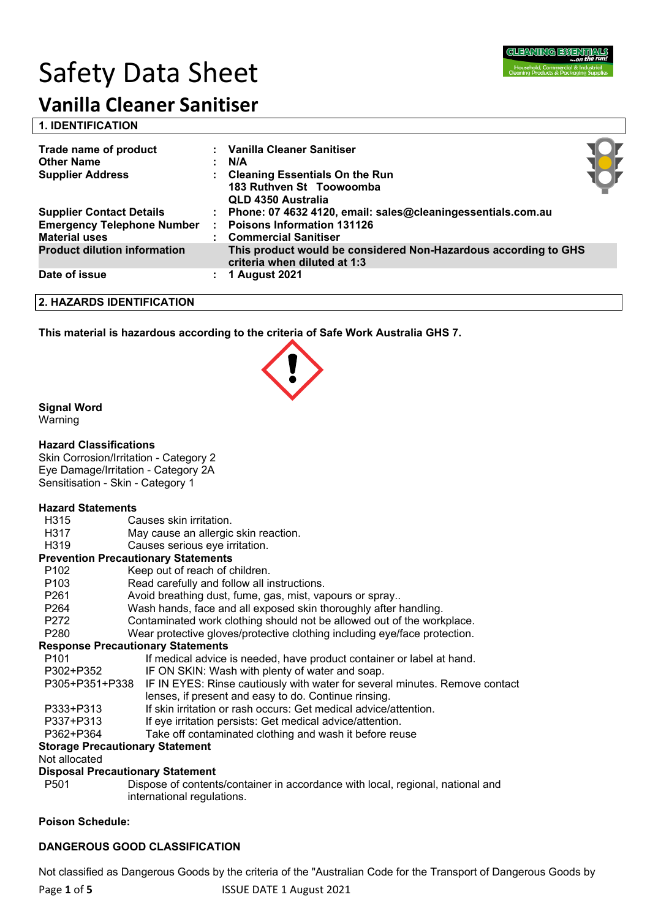# Safety Data Sheet

## Vanilla Cleaner Sanitiser

### 1. IDENTIFICATION

| | | |
|---|---|---|
| **Trade name of product** | : | **Vanilla Cleaner Sanitiser** |
| **Other Name** | : | **N/A** |
| **Supplier Address** | : | **Cleaning Essentials On the Run**<br>**183 Ruthven St Toowoomba**<br>**QLD 4350 Australia** |
| **Supplier Contact Details** | : | **Phone: 07 4632 4120, email: sales@cleaningessentials.com.au** |
| **Emergency Telephone Number** | : | **Poisons Information 131126** |
| **Material uses** | : | **Commercial Sanitiser** |
| **Product dilution information** | | **This product would be considered Non-Hazardous according to GHS criteria when diluted at 1:3** |
| **Date of issue** | : | **1 August 2021** |

### 2. HAZARDS IDENTIFICATION

**This material is hazardous according to the criteria of Safe Work Australia GHS 7.**

**Signal Word**

Warning

**Hazard Classifications**

Skin Corrosion/Irritation - Category 2
Eye Damage/Irritation - Category 2A
Sensitisation - Skin - Category 1

**Hazard Statements**

| | |
|---|---|
| H315 | Causes skin irritation. |
| H317 | May cause an allergic skin reaction. |
| H319 | Causes serious eye irritation. |

**Prevention Precautionary Statements**

| | |
|---|---|
| P102 | Keep out of reach of children. |
| P103 | Read carefully and follow all instructions. |
| P261 | Avoid breathing dust, fume, gas, mist, vapours or spray.. |
| P264 | Wash hands, face and all exposed skin thoroughly after handling. |
| P272 | Contaminated work clothing should not be allowed out of the workplace. |
| P280 | Wear protective gloves/protective clothing including eye/face protection. |

**Response Precautionary Statements**

| | |
|---|---|
| P101 | If medical advice is needed, have product container or label at hand. |
| P302+P352 | IF ON SKIN: Wash with plenty of water and soap. |
| P305+P351+P338 | IF IN EYES: Rinse cautiously with water for several minutes. Remove contact lenses, if present and easy to do. Continue rinsing. |
| P333+P313 | If skin irritation or rash occurs: Get medical advice/attention. |
| P337+P313 | If eye irritation persists: Get medical advice/attention. |
| P362+P364 | Take off contaminated clothing and wash it before reuse |

**Storage Precautionary Statement**

Not allocated

**Disposal Precautionary Statement**

| | |
|---|---|
| P501 | Dispose of contents/container in accordance with local, regional, national and international regulations. |

**Poison Schedule:**

**DANGEROUS GOOD CLASSIFICATION**

Not classified as Dangerous Goods by the criteria of the "Australian Code for the Transport of Dangerous Goods by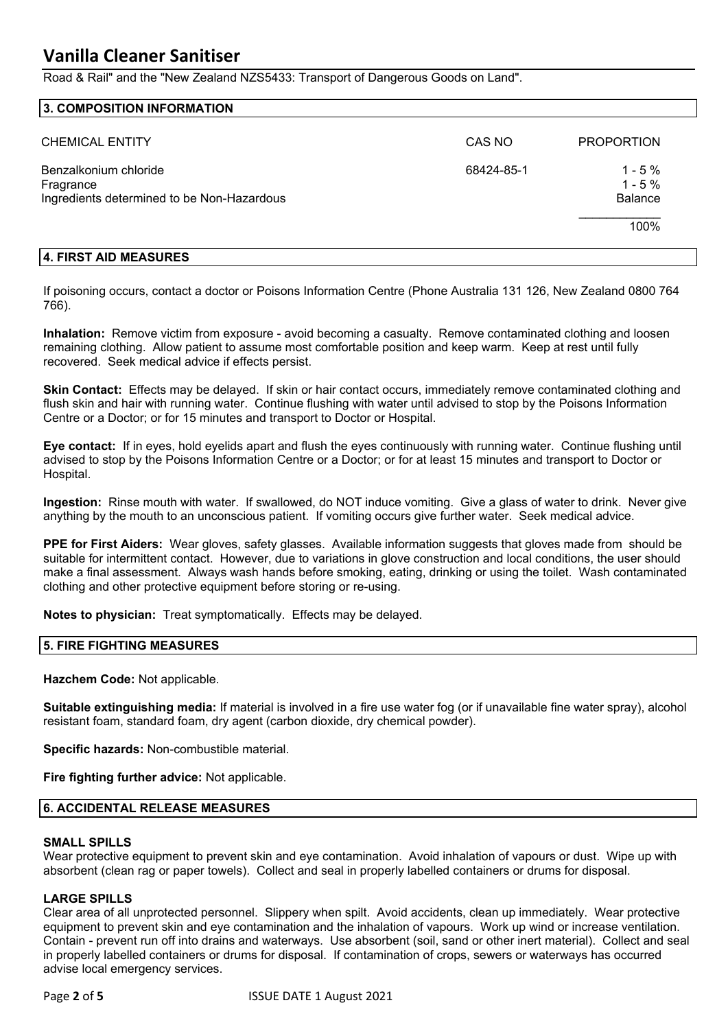Road & Rail" and the "New Zealand NZS5433: Transport of Dangerous Goods on Land".

## 3. COMPOSITION INFORMATION

| CHEMICAL ENTITY | CAS NO | PROPORTION |
|---|---|---|
| Benzalkonium chloride | 68424-85-1 | 1 - 5 % |
| Fragrance | | 1 - 5 % |
| Ingredients determined to be Non-Hazardous | | Balance |
| | | 100% |

## 4. FIRST AID MEASURES

If poisoning occurs, contact a doctor or Poisons Information Centre (Phone Australia 131 126, New Zealand 0800 764 766).

**Inhalation:** Remove victim from exposure - avoid becoming a casualty. Remove contaminated clothing and loosen remaining clothing. Allow patient to assume most comfortable position and keep warm. Keep at rest until fully recovered. Seek medical advice if effects persist.

**Skin Contact:** Effects may be delayed. If skin or hair contact occurs, immediately remove contaminated clothing and flush skin and hair with running water. Continue flushing with water until advised to stop by the Poisons Information Centre or a Doctor; or for 15 minutes and transport to Doctor or Hospital.

**Eye contact:** If in eyes, hold eyelids apart and flush the eyes continuously with running water. Continue flushing until advised to stop by the Poisons Information Centre or a Doctor; or for at least 15 minutes and transport to Doctor or Hospital.

**Ingestion:** Rinse mouth with water. If swallowed, do NOT induce vomiting. Give a glass of water to drink. Never give anything by the mouth to an unconscious patient. If vomiting occurs give further water. Seek medical advice.

**PPE for First Aiders:** Wear gloves, safety glasses. Available information suggests that gloves made from should be suitable for intermittent contact. However, due to variations in glove construction and local conditions, the user should make a final assessment. Always wash hands before smoking, eating, drinking or using the toilet. Wash contaminated clothing and other protective equipment before storing or re-using.

**Notes to physician:** Treat symptomatically. Effects may be delayed.

## 5. FIRE FIGHTING MEASURES

**Hazchem Code:** Not applicable.

**Suitable extinguishing media:** If material is involved in a fire use water fog (or if unavailable fine water spray), alcohol resistant foam, standard foam, dry agent (carbon dioxide, dry chemical powder).

**Specific hazards:** Non-combustible material.

**Fire fighting further advice:** Not applicable.

## 6. ACCIDENTAL RELEASE MEASURES

### SMALL SPILLS

Wear protective equipment to prevent skin and eye contamination. Avoid inhalation of vapours or dust. Wipe up with absorbent (clean rag or paper towels). Collect and seal in properly labelled containers or drums for disposal.

### LARGE SPILLS

Clear area of all unprotected personnel. Slippery when spilt. Avoid accidents, clean up immediately. Wear protective equipment to prevent skin and eye contamination and the inhalation of vapours. Work up wind or increase ventilation. Contain - prevent run off into drains and waterways. Use absorbent (soil, sand or other inert material). Collect and seal in properly labelled containers or drums for disposal. If contamination of crops, sewers or waterways has occurred advise local emergency services.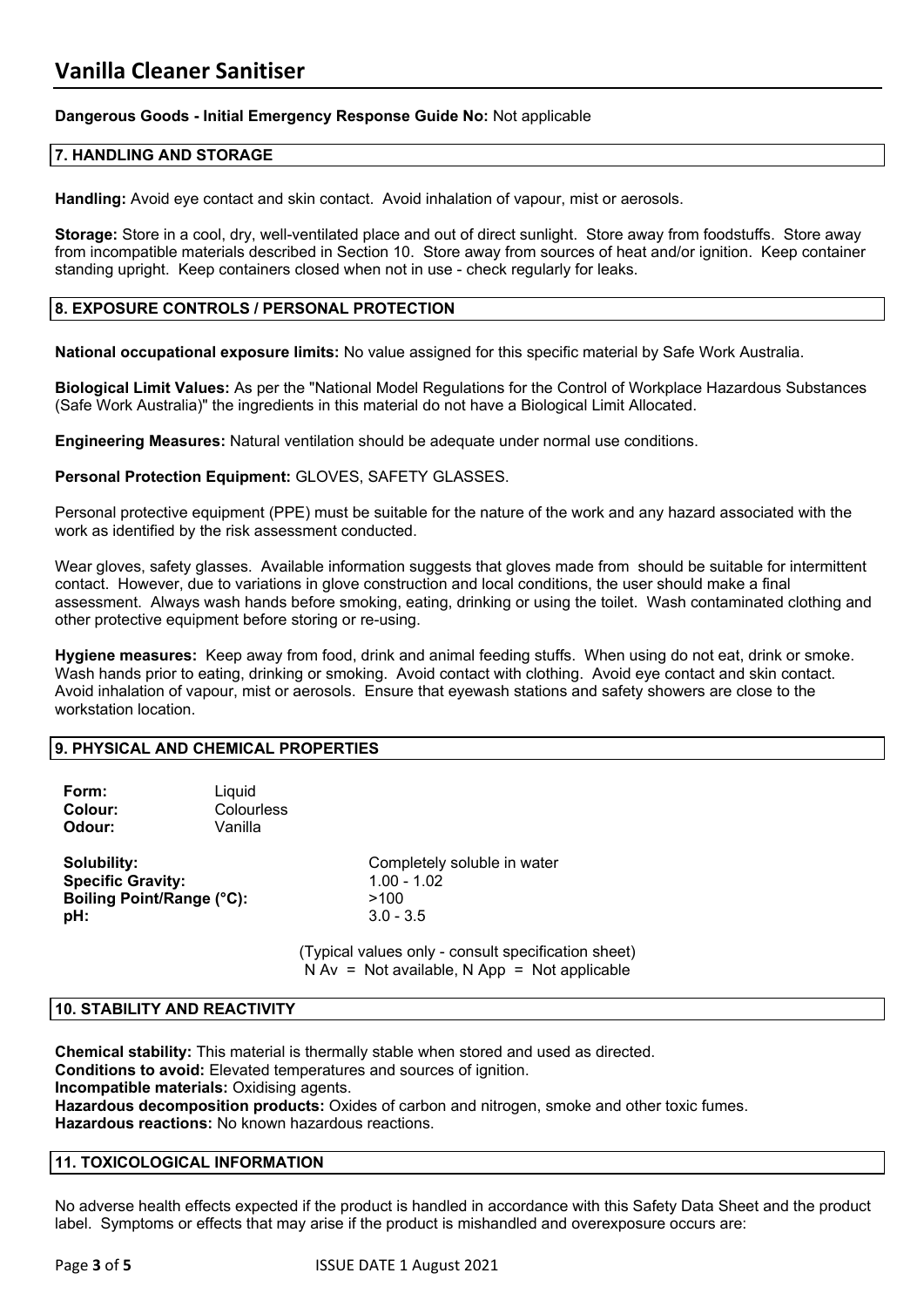**Dangerous Goods - Initial Emergency Response Guide No:** Not applicable

## 7. HANDLING AND STORAGE

**Handling:** Avoid eye contact and skin contact. Avoid inhalation of vapour, mist or aerosols.

**Storage:** Store in a cool, dry, well-ventilated place and out of direct sunlight. Store away from foodstuffs. Store away from incompatible materials described in Section 10. Store away from sources of heat and/or ignition. Keep container standing upright. Keep containers closed when not in use - check regularly for leaks.

## 8. EXPOSURE CONTROLS / PERSONAL PROTECTION

**National occupational exposure limits:** No value assigned for this specific material by Safe Work Australia.

**Biological Limit Values:** As per the "National Model Regulations for the Control of Workplace Hazardous Substances (Safe Work Australia)" the ingredients in this material do not have a Biological Limit Allocated.

**Engineering Measures:** Natural ventilation should be adequate under normal use conditions.

**Personal Protection Equipment:** GLOVES, SAFETY GLASSES.

Personal protective equipment (PPE) must be suitable for the nature of the work and any hazard associated with the work as identified by the risk assessment conducted.

Wear gloves, safety glasses. Available information suggests that gloves made from should be suitable for intermittent contact. However, due to variations in glove construction and local conditions, the user should make a final assessment. Always wash hands before smoking, eating, drinking or using the toilet. Wash contaminated clothing and other protective equipment before storing or re-using.

**Hygiene measures:** Keep away from food, drink and animal feeding stuffs. When using do not eat, drink or smoke. Wash hands prior to eating, drinking or smoking. Avoid contact with clothing. Avoid eye contact and skin contact. Avoid inhalation of vapour, mist or aerosols. Ensure that eyewash stations and safety showers are close to the workstation location.

## 9. PHYSICAL AND CHEMICAL PROPERTIES

**Form:** Liquid
**Colour:** Colourless
**Odour:** Vanilla

**Solubility:** Completely soluble in water
**Specific Gravity:** 1.00 - 1.02
**Boiling Point/Range (°C):** >100
**pH:** 3.0 - 3.5

(Typical values only - consult specification sheet)
N Av = Not available, N App = Not applicable

## 10. STABILITY AND REACTIVITY

**Chemical stability:** This material is thermally stable when stored and used as directed.
**Conditions to avoid:** Elevated temperatures and sources of ignition.
**Incompatible materials:** Oxidising agents.
**Hazardous decomposition products:** Oxides of carbon and nitrogen, smoke and other toxic fumes.
**Hazardous reactions:** No known hazardous reactions.

## 11. TOXICOLOGICAL INFORMATION

No adverse health effects expected if the product is handled in accordance with this Safety Data Sheet and the product label. Symptoms or effects that may arise if the product is mishandled and overexposure occurs are: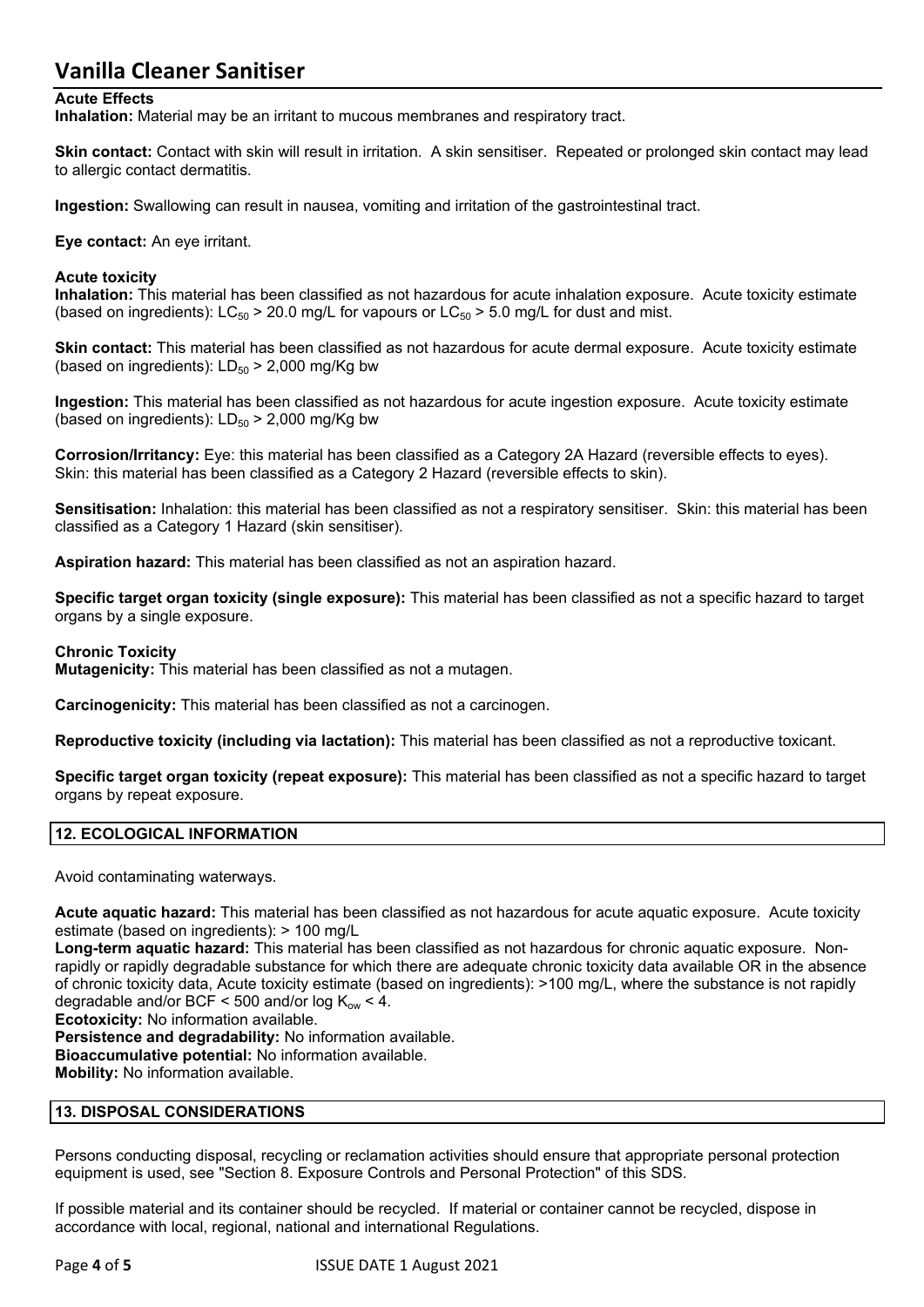**Acute Effects**

**Inhalation:** Material may be an irritant to mucous membranes and respiratory tract.

**Skin contact:** Contact with skin will result in irritation. A skin sensitiser. Repeated or prolonged skin contact may lead to allergic contact dermatitis.

**Ingestion:** Swallowing can result in nausea, vomiting and irritation of the gastrointestinal tract.

**Eye contact:** An eye irritant.

**Acute toxicity**

**Inhalation:** This material has been classified as not hazardous for acute inhalation exposure. Acute toxicity estimate (based on ingredients): $LC_{50}$ > 20.0 mg/L for vapours or $LC_{50}$ > 5.0 mg/L for dust and mist.

**Skin contact:** This material has been classified as not hazardous for acute dermal exposure. Acute toxicity estimate (based on ingredients): $LD_{50}$ > 2,000 mg/Kg bw

**Ingestion:** This material has been classified as not hazardous for acute ingestion exposure. Acute toxicity estimate (based on ingredients): $LD_{50}$ > 2,000 mg/Kg bw

**Corrosion/Irritancy:** Eye: this material has been classified as a Category 2A Hazard (reversible effects to eyes). Skin: this material has been classified as a Category 2 Hazard (reversible effects to skin).

**Sensitisation:** Inhalation: this material has been classified as not a respiratory sensitiser. Skin: this material has been classified as a Category 1 Hazard (skin sensitiser).

**Aspiration hazard:** This material has been classified as not an aspiration hazard.

**Specific target organ toxicity (single exposure):** This material has been classified as not a specific hazard to target organs by a single exposure.

**Chronic Toxicity**

**Mutagenicity:** This material has been classified as not a mutagen.

**Carcinogenicity:** This material has been classified as not a carcinogen.

**Reproductive toxicity (including via lactation):** This material has been classified as not a reproductive toxicant.

**Specific target organ toxicity (repeat exposure):** This material has been classified as not a specific hazard to target organs by repeat exposure.

## 12. ECOLOGICAL INFORMATION

Avoid contaminating waterways.

**Acute aquatic hazard:** This material has been classified as not hazardous for acute aquatic exposure. Acute toxicity estimate (based on ingredients): > 100 mg/L

**Long-term aquatic hazard:** This material has been classified as not hazardous for chronic aquatic exposure. Non-rapidly or rapidly degradable substance for which there are adequate chronic toxicity data available OR in the absence of chronic toxicity data, Acute toxicity estimate (based on ingredients): >100 mg/L, where the substance is not rapidly degradable and/or BCF < 500 and/or log $K_{ow}$ < 4.

**Ecotoxicity:** No information available.

**Persistence and degradability:** No information available.

**Bioaccumulative potential:** No information available.

**Mobility:** No information available.

## 13. DISPOSAL CONSIDERATIONS

Persons conducting disposal, recycling or reclamation activities should ensure that appropriate personal protection equipment is used, see "Section 8. Exposure Controls and Personal Protection" of this SDS.

If possible material and its container should be recycled. If material or container cannot be recycled, dispose in accordance with local, regional, national and international Regulations.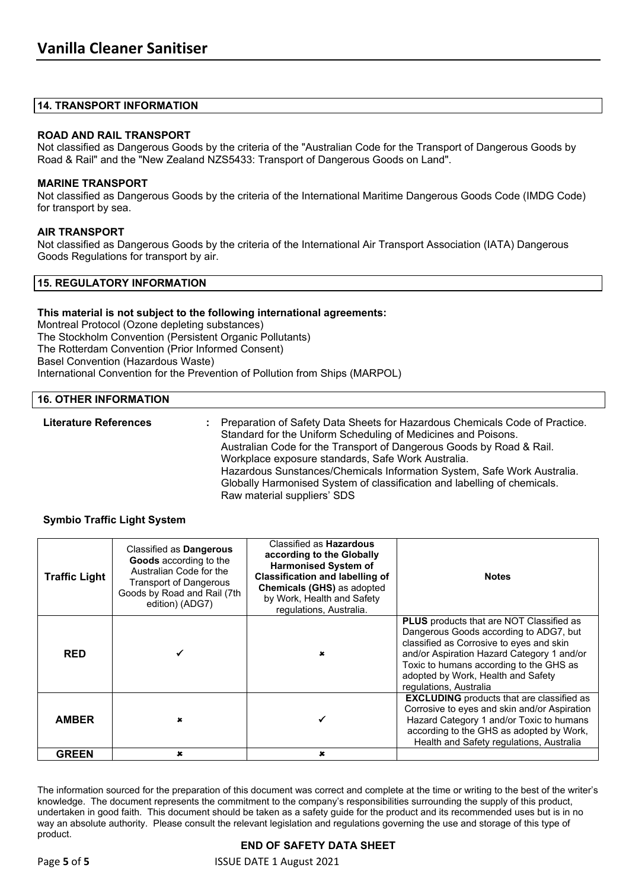## 14. TRANSPORT INFORMATION

**ROAD AND RAIL TRANSPORT**

Not classified as Dangerous Goods by the criteria of the "Australian Code for the Transport of Dangerous Goods by Road & Rail" and the "New Zealand NZS5433: Transport of Dangerous Goods on Land".

**MARINE TRANSPORT**

Not classified as Dangerous Goods by the criteria of the International Maritime Dangerous Goods Code (IMDG Code) for transport by sea.

**AIR TRANSPORT**

Not classified as Dangerous Goods by the criteria of the International Air Transport Association (IATA) Dangerous Goods Regulations for transport by air.

## 15. REGULATORY INFORMATION

**This material is not subject to the following international agreements:**

Montreal Protocol (Ozone depleting substances)
The Stockholm Convention (Persistent Organic Pollutants)
The Rotterdam Convention (Prior Informed Consent)
Basel Convention (Hazardous Waste)
International Convention for the Prevention of Pollution from Ships (MARPOL)

## 16. OTHER INFORMATION

**Literature References** : Preparation of Safety Data Sheets for Hazardous Chemicals Code of Practice.
Standard for the Uniform Scheduling of Medicines and Poisons.
Australian Code for the Transport of Dangerous Goods by Road & Rail.
Workplace exposure standards, Safe Work Australia.
Hazardous Sunstances/Chemicals Information System, Safe Work Australia.
Globally Harmonised System of classification and labelling of chemicals.
Raw material suppliers' SDS

**Symbio Traffic Light System**

| Traffic Light | Classified as **Dangerous Goods** according to the Australian Code for the Transport of Dangerous Goods by Road and Rail (7th edition) (ADG7) | Classified as **Hazardous according to the Globally Harmonised System of Classification and labelling of Chemicals (GHS)** as adopted by Work, Health and Safety regulations, Australia. | Notes |
|---|---|---|---|
| **RED** | ✓ | ✗ | **PLUS** products that are NOT Classified as Dangerous Goods according to ADG7, but classified as Corrosive to eyes and skin and/or Aspiration Hazard Category 1 and/or Toxic to humans according to the GHS as adopted by Work, Health and Safety regulations, Australia |
| **AMBER** | ✗ | ✓ | **EXCLUDING** products that are classified as Corrosive to eyes and skin and/or Aspiration Hazard Category 1 and/or Toxic to humans according to the GHS as adopted by Work, Health and Safety regulations, Australia |
| **GREEN** | ✗ | ✗ | |

The information sourced for the preparation of this document was correct and complete at the time or writing to the best of the writer's knowledge. The document represents the commitment to the company's responsibilities surrounding the supply of this product, undertaken in good faith. This document should be taken as a safety guide for the product and its recommended uses but is in no way an absolute authority. Please consult the relevant legislation and regulations governing the use and storage of this type of product.

**END OF SAFETY DATA SHEET**

ISSUE DATE 1 August 2021